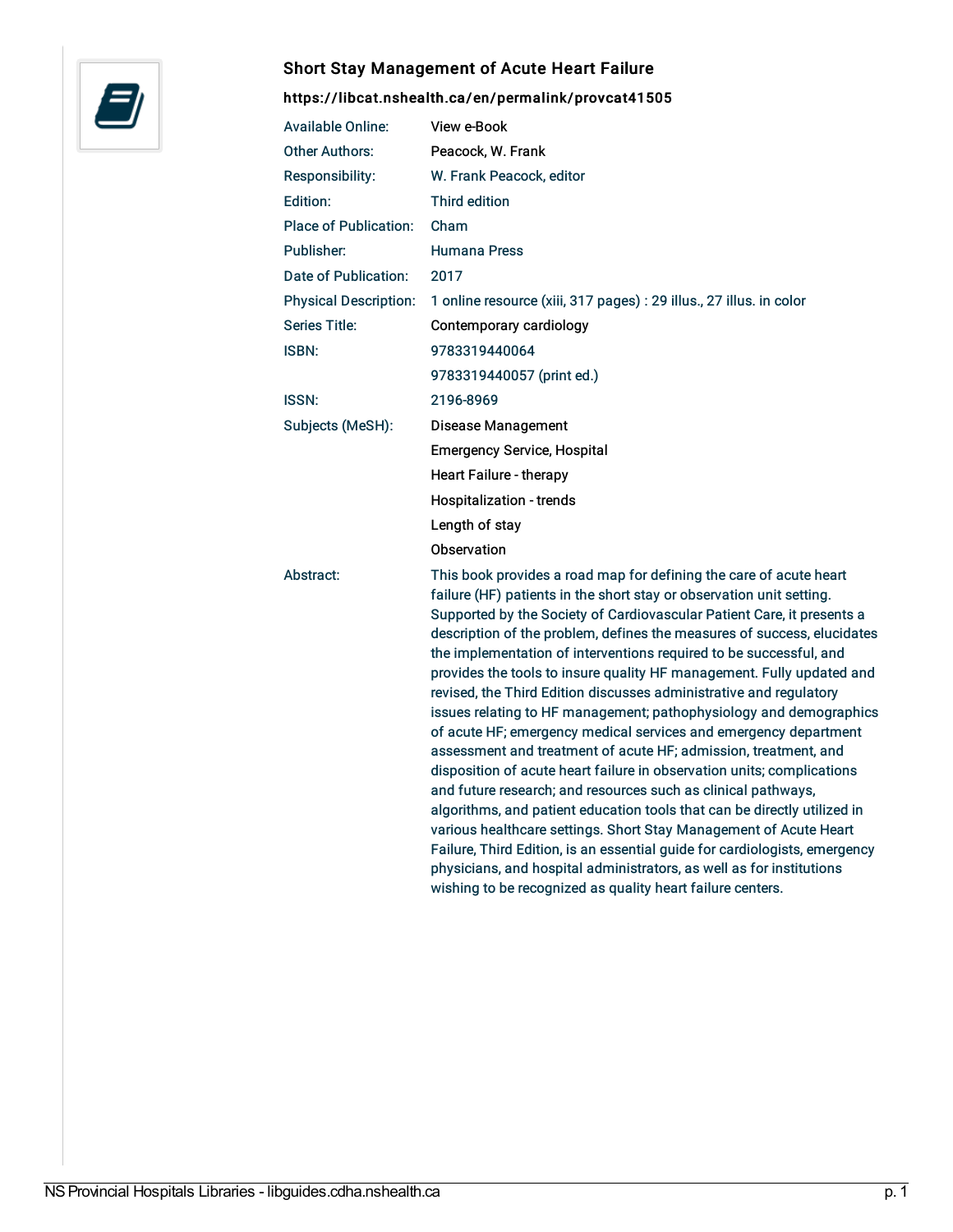## Short Stay Management of Acute Heart Failure

**https://libcat.nshealth.ca/en/permalink/provcat41505**

| | |
|---|---|
| Available Online: | View e-Book |
| Other Authors: | Peacock, W. Frank |
| Responsibility: | W. Frank Peacock, editor |
| Edition: | Third edition |
| Place of Publication: | Cham |
| Publisher: | Humana Press |
| Date of Publication: | 2017 |
| Physical Description: | 1 online resource (xiii, 317 pages) : 29 illus., 27 illus. in color |
| Series Title: | Contemporary cardiology |
| ISBN: | 9783319440064 |
| | 9783319440057 (print ed.) |
| ISSN: | 2196-8969 |
| Subjects (MeSH): | Disease Management |
| | Emergency Service, Hospital |
| | Heart Failure - therapy |
| | Hospitalization - trends |
| | Length of stay |
| | Observation |
| Abstract: | This book provides a road map for defining the care of acute heart failure (HF) patients in the short stay or observation unit setting. Supported by the Society of Cardiovascular Patient Care, it presents a description of the problem, defines the measures of success, elucidates the implementation of interventions required to be successful, and provides the tools to insure quality HF management. Fully updated and revised, the Third Edition discusses administrative and regulatory issues relating to HF management; pathophysiology and demographics of acute HF; emergency medical services and emergency department assessment and treatment of acute HF; admission, treatment, and disposition of acute heart failure in observation units; complications and future research; and resources such as clinical pathways, algorithms, and patient education tools that can be directly utilized in various healthcare settings. Short Stay Management of Acute Heart Failure, Third Edition, is an essential guide for cardiologists, emergency physicians, and hospital administrators, as well as for institutions wishing to be recognized as quality heart failure centers. |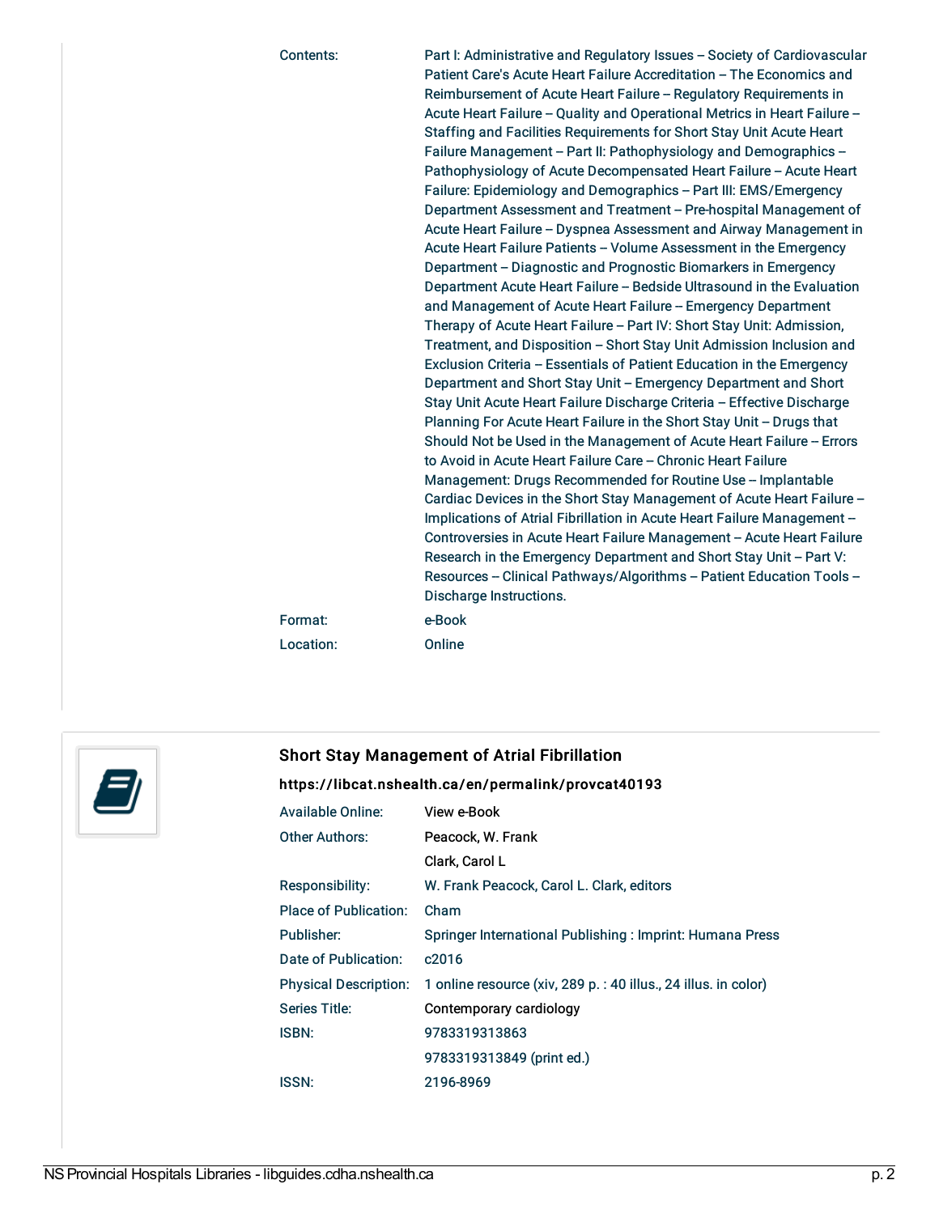| | |
|---|---|
| Contents: | Part I: Administrative and Regulatory Issues -- Society of Cardiovascular Patient Care's Acute Heart Failure Accreditation -- The Economics and Reimbursement of Acute Heart Failure -- Regulatory Requirements in Acute Heart Failure -- Quality and Operational Metrics in Heart Failure -- Staffing and Facilities Requirements for Short Stay Unit Acute Heart Failure Management -- Part II: Pathophysiology and Demographics -- Pathophysiology of Acute Decompensated Heart Failure -- Acute Heart Failure: Epidemiology and Demographics -- Part III: EMS/Emergency Department Assessment and Treatment -- Pre-hospital Management of Acute Heart Failure -- Dyspnea Assessment and Airway Management in Acute Heart Failure Patients -- Volume Assessment in the Emergency Department -- Diagnostic and Prognostic Biomarkers in Emergency Department Acute Heart Failure -- Bedside Ultrasound in the Evaluation and Management of Acute Heart Failure -- Emergency Department Therapy of Acute Heart Failure -- Part IV: Short Stay Unit: Admission, Treatment, and Disposition -- Short Stay Unit Admission Inclusion and Exclusion Criteria -- Essentials of Patient Education in the Emergency Department and Short Stay Unit -- Emergency Department and Short Stay Unit Acute Heart Failure Discharge Criteria -- Effective Discharge Planning For Acute Heart Failure in the Short Stay Unit -- Drugs that Should Not be Used in the Management of Acute Heart Failure -- Errors to Avoid in Acute Heart Failure Care -- Chronic Heart Failure Management: Drugs Recommended for Routine Use -- Implantable Cardiac Devices in the Short Stay Management of Acute Heart Failure -- Implications of Atrial Fibrillation in Acute Heart Failure Management -- Controversies in Acute Heart Failure Management -- Acute Heart Failure Research in the Emergency Department and Short Stay Unit -- Part V: Resources -- Clinical Pathways/Algorithms -- Patient Education Tools -- Discharge Instructions. |
| Format: | e-Book |
| Location: | Online |

### Short Stay Management of Atrial Fibrillation

**https://libcat.nshealth.ca/en/permalink/provcat40193**

| | |
|---|---|
| Available Online: | View e-Book |
| Other Authors: | Peacock, W. Frank |
| | Clark, Carol L |
| Responsibility: | W. Frank Peacock, Carol L. Clark, editors |
| Place of Publication: | Cham |
| Publisher: | Springer International Publishing : Imprint: Humana Press |
| Date of Publication: | c2016 |
| Physical Description: | 1 online resource (xiv, 289 p. : 40 illus., 24 illus. in color) |
| Series Title: | Contemporary cardiology |
| ISBN: | 9783319313863 |
| | 9783319313849 (print ed.) |
| ISSN: | 2196-8969 |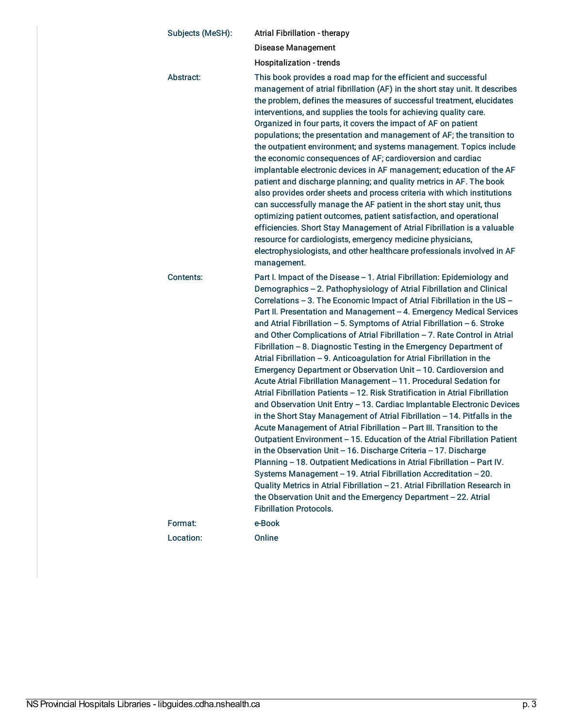| | |
|---|---|
| Subjects (MeSH): | Atrial Fibrillation - therapy<br>Disease Management<br>Hospitalization - trends |
| Abstract: | This book provides a road map for the efficient and successful management of atrial fibrillation (AF) in the short stay unit. It describes the problem, defines the measures of successful treatment, elucidates interventions, and supplies the tools for achieving quality care. Organized in four parts, it covers the impact of AF on patient populations; the presentation and management of AF; the transition to the outpatient environment; and systems management. Topics include the economic consequences of AF; cardioversion and cardiac implantable electronic devices in AF management; education of the AF patient and discharge planning; and quality metrics in AF. The book also provides order sheets and process criteria with which institutions can successfully manage the AF patient in the short stay unit, thus optimizing patient outcomes, patient satisfaction, and operational efficiencies. Short Stay Management of Atrial Fibrillation is a valuable resource for cardiologists, emergency medicine physicians, electrophysiologists, and other healthcare professionals involved in AF management. |
| Contents: | Part I. Impact of the Disease -- 1. Atrial Fibrillation: Epidemiology and Demographics -- 2. Pathophysiology of Atrial Fibrillation and Clinical Correlations -- 3. The Economic Impact of Atrial Fibrillation in the US -- Part II. Presentation and Management -- 4. Emergency Medical Services and Atrial Fibrillation -- 5. Symptoms of Atrial Fibrillation -- 6. Stroke and Other Complications of Atrial Fibrillation -- 7. Rate Control in Atrial Fibrillation -- 8. Diagnostic Testing in the Emergency Department of Atrial Fibrillation -- 9. Anticoagulation for Atrial Fibrillation in the Emergency Department or Observation Unit -- 10. Cardioversion and Acute Atrial Fibrillation Management -- 11. Procedural Sedation for Atrial Fibrillation Patients -- 12. Risk Stratification in Atrial Fibrillation and Observation Unit Entry -- 13. Cardiac Implantable Electronic Devices in the Short Stay Management of Atrial Fibrillation -- 14. Pitfalls in the Acute Management of Atrial Fibrillation -- Part III. Transition to the Outpatient Environment -- 15. Education of the Atrial Fibrillation Patient in the Observation Unit -- 16. Discharge Criteria -- 17. Discharge Planning -- 18. Outpatient Medications in Atrial Fibrillation -- Part IV. Systems Management -- 19. Atrial Fibrillation Accreditation -- 20. Quality Metrics in Atrial Fibrillation -- 21. Atrial Fibrillation Research in the Observation Unit and the Emergency Department -- 22. Atrial Fibrillation Protocols. |
| Format: | e-Book |
| Location: | Online |